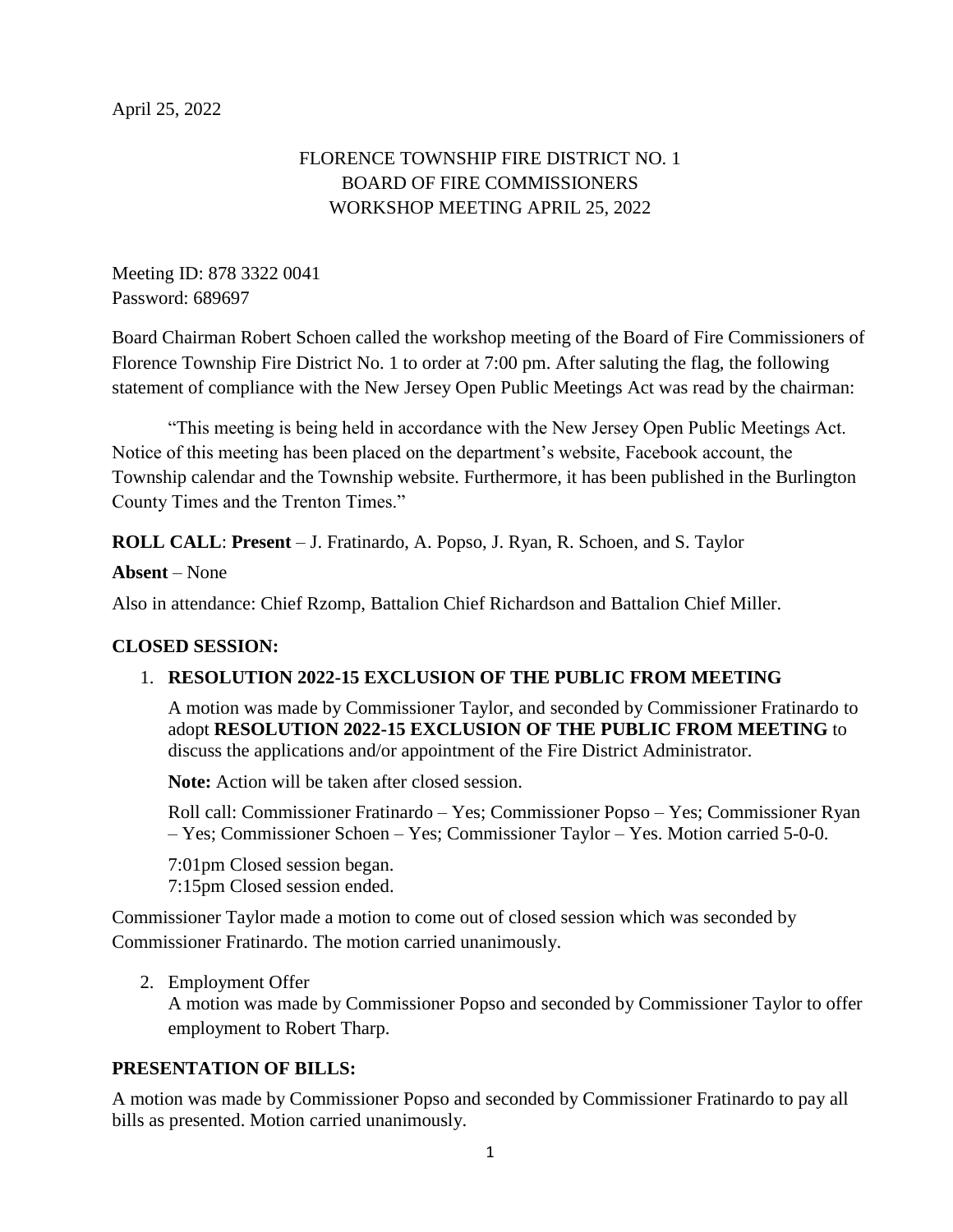April 25, 2022

# FLORENCE TOWNSHIP FIRE DISTRICT NO. 1
## BOARD OF FIRE COMMISSIONERS
## WORKSHOP MEETING APRIL 25, 2022

Meeting ID: 878 3322 0041
Password: 689697

Board Chairman Robert Schoen called the workshop meeting of the Board of Fire Commissioners of Florence Township Fire District No. 1 to order at 7:00 pm. After saluting the flag, the following statement of compliance with the New Jersey Open Public Meetings Act was read by the chairman:

"This meeting is being held in accordance with the New Jersey Open Public Meetings Act. Notice of this meeting has been placed on the department's website, Facebook account, the Township calendar and the Township website. Furthermore, it has been published in the Burlington County Times and the Trenton Times."

**ROLL CALL**: **Present** – J. Fratinardo, A. Popso, J. Ryan, R. Schoen, and S. Taylor

**Absent** – None

Also in attendance: Chief Rzomp, Battalion Chief Richardson and Battalion Chief Miller.

**CLOSED SESSION:**

1. **RESOLUTION 2022-15 EXCLUSION OF THE PUBLIC FROM MEETING**

   A motion was made by Commissioner Taylor, and seconded by Commissioner Fratinardo to adopt **RESOLUTION 2022-15 EXCLUSION OF THE PUBLIC FROM MEETING** to discuss the applications and/or appointment of the Fire District Administrator.

   **Note:** Action will be taken after closed session.

   Roll call: Commissioner Fratinardo – Yes; Commissioner Popso – Yes; Commissioner Ryan – Yes; Commissioner Schoen – Yes; Commissioner Taylor – Yes. Motion carried 5-0-0.

   7:01pm Closed session began.
   7:15pm Closed session ended.

Commissioner Taylor made a motion to come out of closed session which was seconded by Commissioner Fratinardo. The motion carried unanimously.

2. Employment Offer
   A motion was made by Commissioner Popso and seconded by Commissioner Taylor to offer employment to Robert Tharp.

**PRESENTATION OF BILLS:**

A motion was made by Commissioner Popso and seconded by Commissioner Fratinardo to pay all bills as presented. Motion carried unanimously.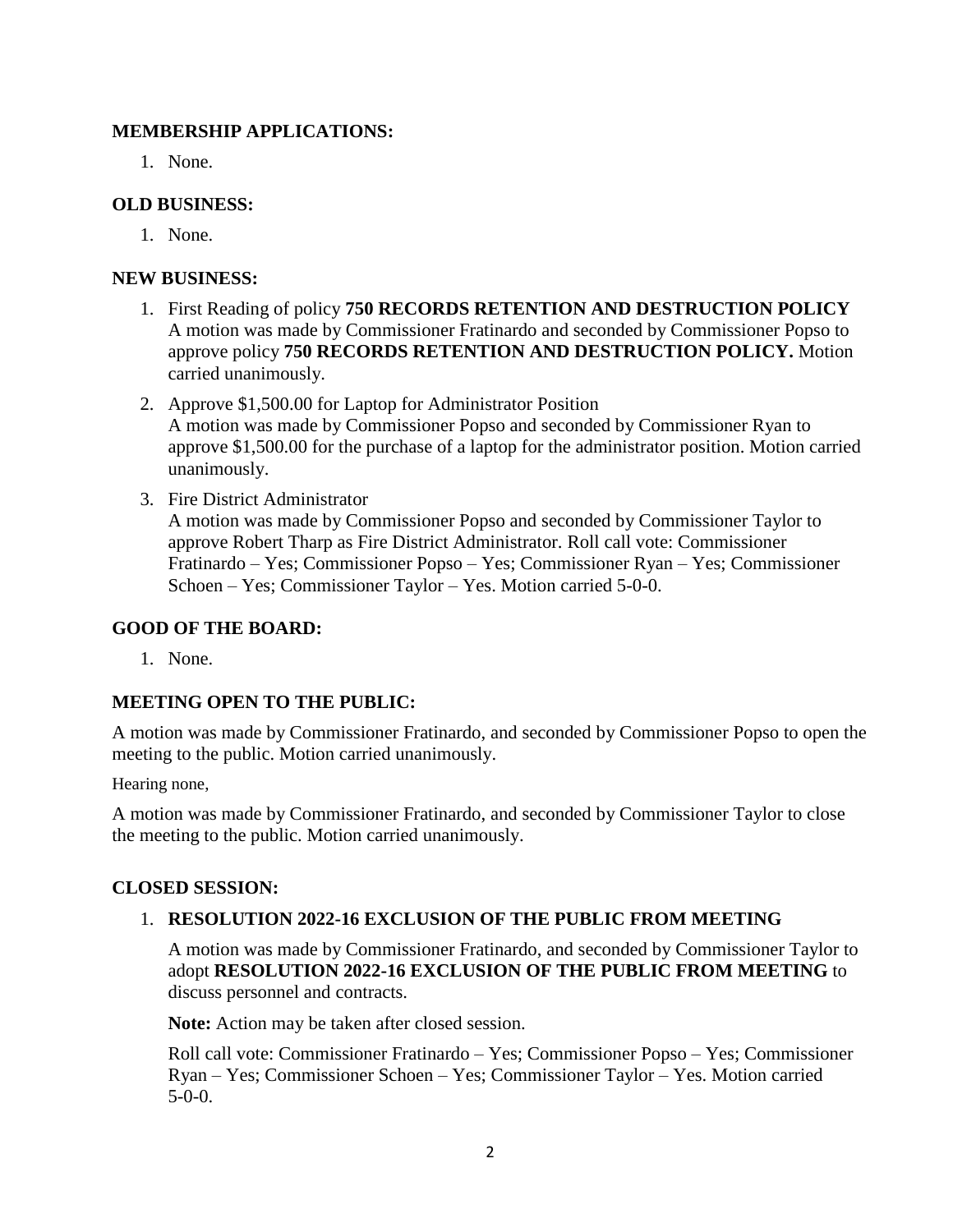**MEMBERSHIP APPLICATIONS:**

1. None.

**OLD BUSINESS:**

1. None.

**NEW BUSINESS:**

1. First Reading of policy **750 RECORDS RETENTION AND DESTRUCTION POLICY** A motion was made by Commissioner Fratinardo and seconded by Commissioner Popso to approve policy **750 RECORDS RETENTION AND DESTRUCTION POLICY.** Motion carried unanimously.
2. Approve $1,500.00 for Laptop for Administrator Position
   A motion was made by Commissioner Popso and seconded by Commissioner Ryan to approve $1,500.00 for the purchase of a laptop for the administrator position. Motion carried unanimously.
3. Fire District Administrator
   A motion was made by Commissioner Popso and seconded by Commissioner Taylor to approve Robert Tharp as Fire District Administrator. Roll call vote: Commissioner Fratinardo – Yes; Commissioner Popso – Yes; Commissioner Ryan – Yes; Commissioner Schoen – Yes; Commissioner Taylor – Yes. Motion carried 5-0-0.

**GOOD OF THE BOARD:**

1. None.

**MEETING OPEN TO THE PUBLIC:**

A motion was made by Commissioner Fratinardo, and seconded by Commissioner Popso to open the meeting to the public. Motion carried unanimously.

Hearing none,

A motion was made by Commissioner Fratinardo, and seconded by Commissioner Taylor to close the meeting to the public. Motion carried unanimously.

**CLOSED SESSION:**

1. **RESOLUTION 2022-16 EXCLUSION OF THE PUBLIC FROM MEETING**

   A motion was made by Commissioner Fratinardo, and seconded by Commissioner Taylor to adopt **RESOLUTION 2022-16 EXCLUSION OF THE PUBLIC FROM MEETING** to discuss personnel and contracts.

   **Note:** Action may be taken after closed session.

   Roll call vote: Commissioner Fratinardo – Yes; Commissioner Popso – Yes; Commissioner Ryan – Yes; Commissioner Schoen – Yes; Commissioner Taylor – Yes. Motion carried 5-0-0.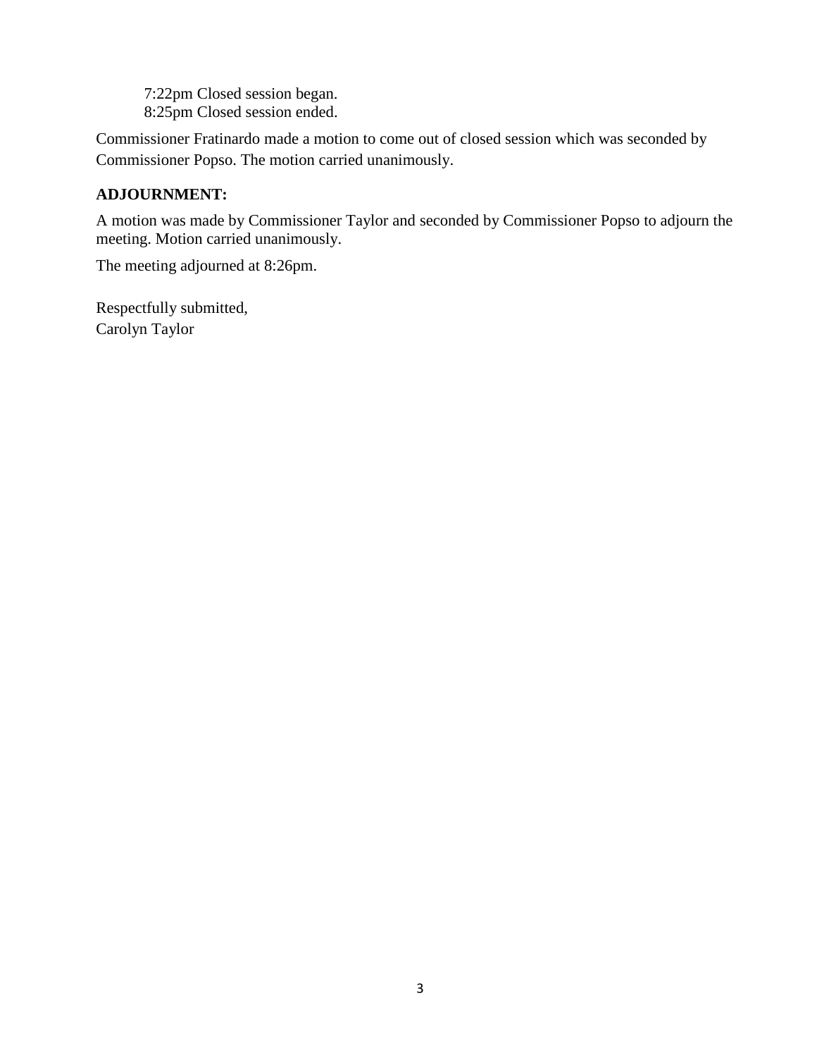7:22pm Closed session began.
8:25pm Closed session ended.

Commissioner Fratinardo made a motion to come out of closed session which was seconded by Commissioner Popso. The motion carried unanimously.

**ADJOURNMENT:**

A motion was made by Commissioner Taylor and seconded by Commissioner Popso to adjourn the meeting. Motion carried unanimously.

The meeting adjourned at 8:26pm.

Respectfully submitted,
Carolyn Taylor